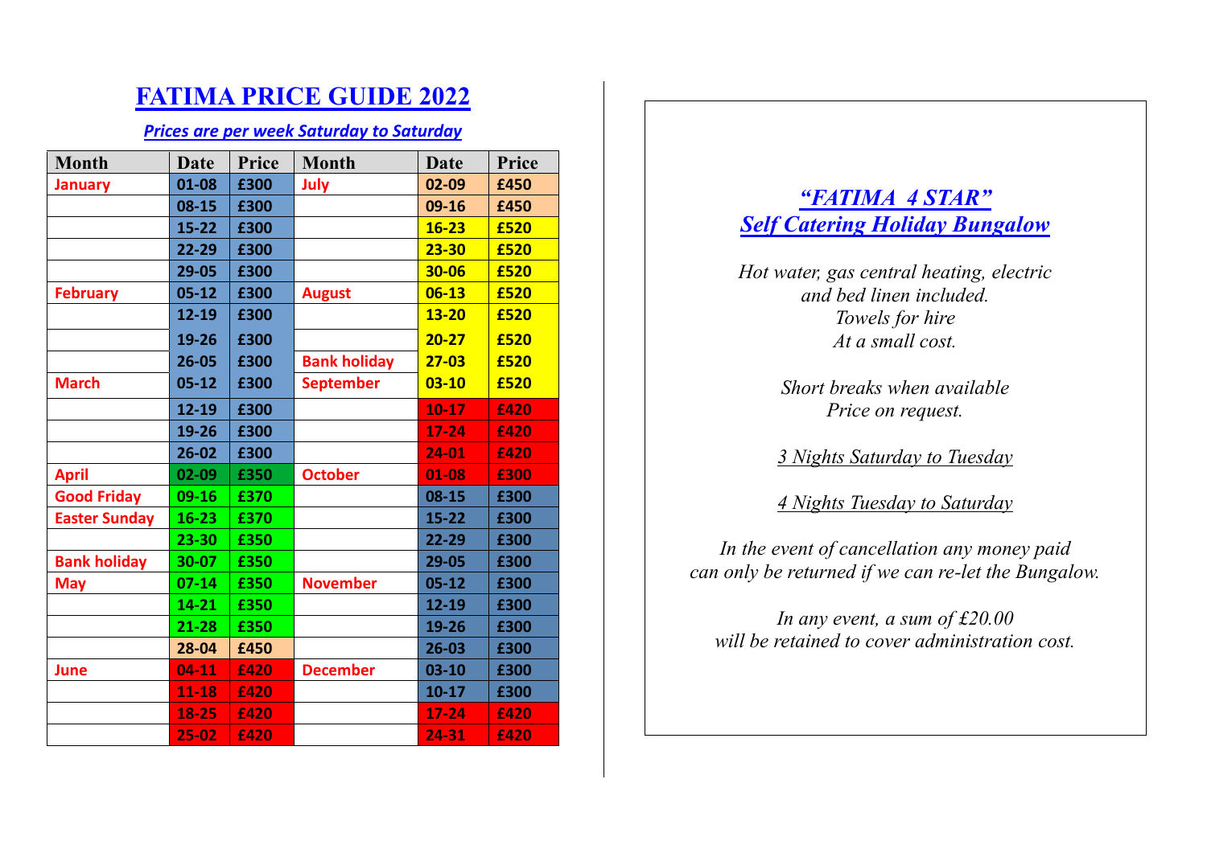# FATIMA PRICE GUIDE 2022

***Prices are per week Saturday to Saturday***

| Month | Date | Price | Month | Date | Price |
|---|---|---|---|---|---|
| **January** | **01-08** | **£300** | **July** | **02-09** | **£450** |
| | **08-15** | **£300** | | **09-16** | **£450** |
| | **15-22** | **£300** | | **16-23** | **£520** |
| | **22-29** | **£300** | | **23-30** | **£520** |
| | **29-05** | **£300** | | **30-06** | **£520** |
| **February** | **05-12** | **£300** | **August** | **06-13** | **£520** |
| | **12-19** | **£300** | | **13-20** | **£520** |
| | **19-26** | **£300** | | **20-27** | **£520** |
| | **26-05** | **£300** | **Bank holiday** | **27-03** | **£520** |
| **March** | **05-12** | **£300** | **September** | **03-10** | **£520** |
| | **12-19** | **£300** | | **10-17** | **£420** |
| | **19-26** | **£300** | | **17-24** | **£420** |
| | **26-02** | **£300** | | **24-01** | **£420** |
| **April** | **02-09** | **£350** | **October** | **01-08** | **£300** |
| **Good Friday** | **09-16** | **£370** | | **08-15** | **£300** |
| **Easter Sunday** | **16-23** | **£370** | | **15-22** | **£300** |
| | **23-30** | **£350** | | **22-29** | **£300** |
| **Bank holiday** | **30-07** | **£350** | | **29-05** | **£300** |
| **May** | **07-14** | **£350** | **November** | **05-12** | **£300** |
| | **14-21** | **£350** | | **12-19** | **£300** |
| | **21-28** | **£350** | | **19-26** | **£300** |
| | **28-04** | **£450** | | **26-03** | **£300** |
| **June** | **04-11** | **£420** | **December** | **03-10** | **£300** |
| | **11-18** | **£420** | | **10-17** | **£300** |
| | **18-25** | **£420** | | **17-24** | **£420** |
| | **25-02** | **£420** | | **24-31** | **£420** |

## *"FATIMA 4 STAR"*
## *Self Catering Holiday Bungalow*

*Hot water, gas central heating, electric and bed linen included.*
*Towels for hire*
*At a small cost.*

*Short breaks when available*
*Price on request.*

*3 Nights Saturday to Tuesday*

*4 Nights Tuesday to Saturday*

*In the event of cancellation any money paid can only be returned if we can re-let the Bungalow.*

*In any event, a sum of £20.00 will be retained to cover administration cost.*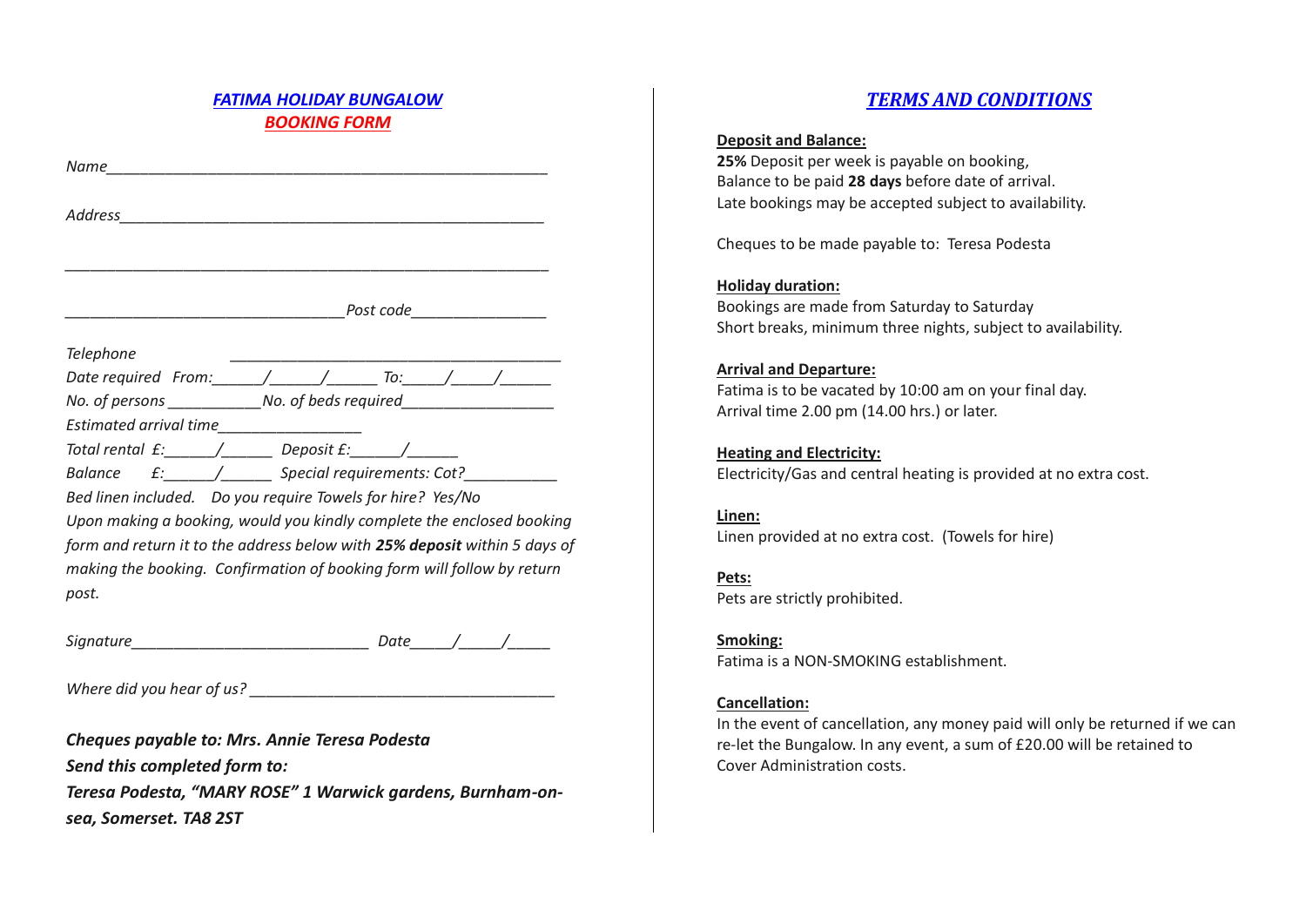## *FATIMA HOLIDAY BUNGALOW*

## *BOOKING FORM*

*Name*_____________________________________________________

*Address*___________________________________________________

___________________________________________________________

_________________________________*Post code*________________

*Telephone* ________________________________________

*Date required From:*______/______/______ *To:*_____/_____/______

*No. of persons* ___________*No. of beds required*_________________

*Estimated arrival time*_________________

*Total rental £:*______/______ *Deposit £:*______/______

*Balance £:*______/______ *Special requirements: Cot?*___________

*Bed linen included. Do you require Towels for hire? Yes/No*

*Upon making a booking, would you kindly complete the enclosed booking form and return it to the address below with **25% deposit** within 5 days of making the booking. Confirmation of booking form will follow by return post.*

*Signature*____________________________ *Date*_____/_____/_____

*Where did you hear of us?* ____________________________________

***Cheques payable to: Mrs. Annie Teresa Podesta***

***Send this completed form to:***

***Teresa Podesta, "MARY ROSE" 1 Warwick gardens, Burnham-on-sea, Somerset. TA8 2ST***

## *TERMS AND CONDITIONS*

**Deposit and Balance:**

**25%** Deposit per week is payable on booking,
Balance to be paid **28 days** before date of arrival.
Late bookings may be accepted subject to availability.

Cheques to be made payable to: Teresa Podesta

**Holiday duration:**

Bookings are made from Saturday to Saturday
Short breaks, minimum three nights, subject to availability.

**Arrival and Departure:**

Fatima is to be vacated by 10:00 am on your final day.
Arrival time 2.00 pm (14.00 hrs.) or later.

**Heating and Electricity:**

Electricity/Gas and central heating is provided at no extra cost.

**Linen:**

Linen provided at no extra cost. (Towels for hire)

**Pets:**

Pets are strictly prohibited.

**Smoking:**

Fatima is a NON-SMOKING establishment.

**Cancellation:**

In the event of cancellation, any money paid will only be returned if we can re-let the Bungalow. In any event, a sum of £20.00 will be retained to Cover Administration costs.